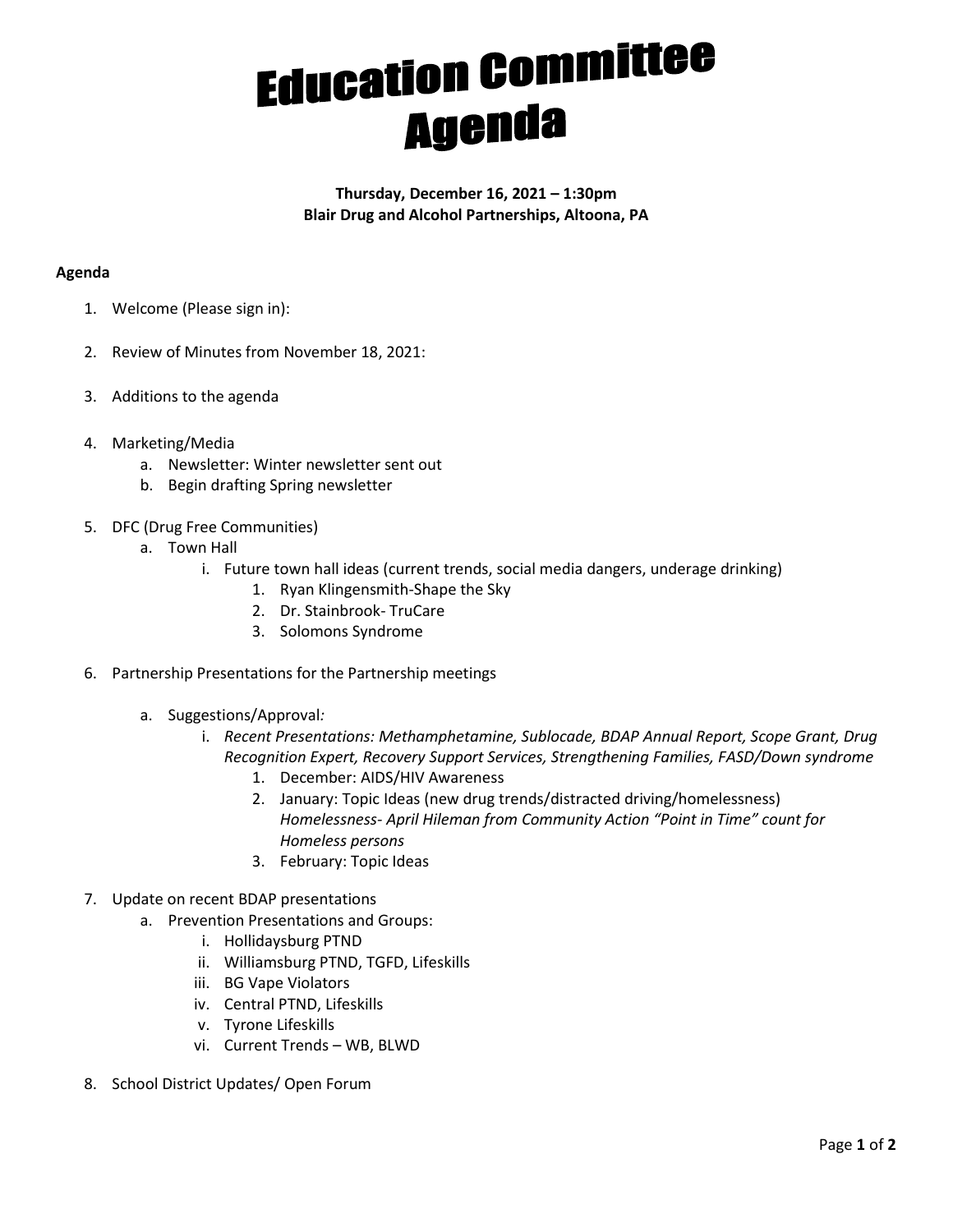# Education Committee Agenda

**Thursday, December 16, 2021 – 1:30pm**
**Blair Drug and Alcohol Partnerships, Altoona, PA**

**Agenda**

1. Welcome (Please sign in):
2. Review of Minutes from November 18, 2021:
3. Additions to the agenda
4. Marketing/Media
   a. Newsletter: Winter newsletter sent out
   b. Begin drafting Spring newsletter
5. DFC (Drug Free Communities)
   a. Town Hall
      i. Future town hall ideas (current trends, social media dangers, underage drinking)
         1. Ryan Klingensmith-Shape the Sky
         2. Dr. Stainbrook- TruCare
         3. Solomons Syndrome
6. Partnership Presentations for the Partnership meetings
   a. Suggestions/Approval*:*
      i. *Recent Presentations: Methamphetamine, Sublocade, BDAP Annual Report, Scope Grant, Drug Recognition Expert, Recovery Support Services, Strengthening Families, FASD/Down syndrome*
         1. December: AIDS/HIV Awareness
         2. January: Topic Ideas (new drug trends/distracted driving/homelessness) *Homelessness- April Hileman from Community Action "Point in Time" count for Homeless persons*
         3. February: Topic Ideas
7. Update on recent BDAP presentations
   a. Prevention Presentations and Groups:
      i. Hollidaysburg PTND
      ii. Williamsburg PTND, TGFD, Lifeskills
      iii. BG Vape Violators
      iv. Central PTND, Lifeskills
      v. Tyrone Lifeskills
      vi. Current Trends – WB, BLWD
8. School District Updates/ Open Forum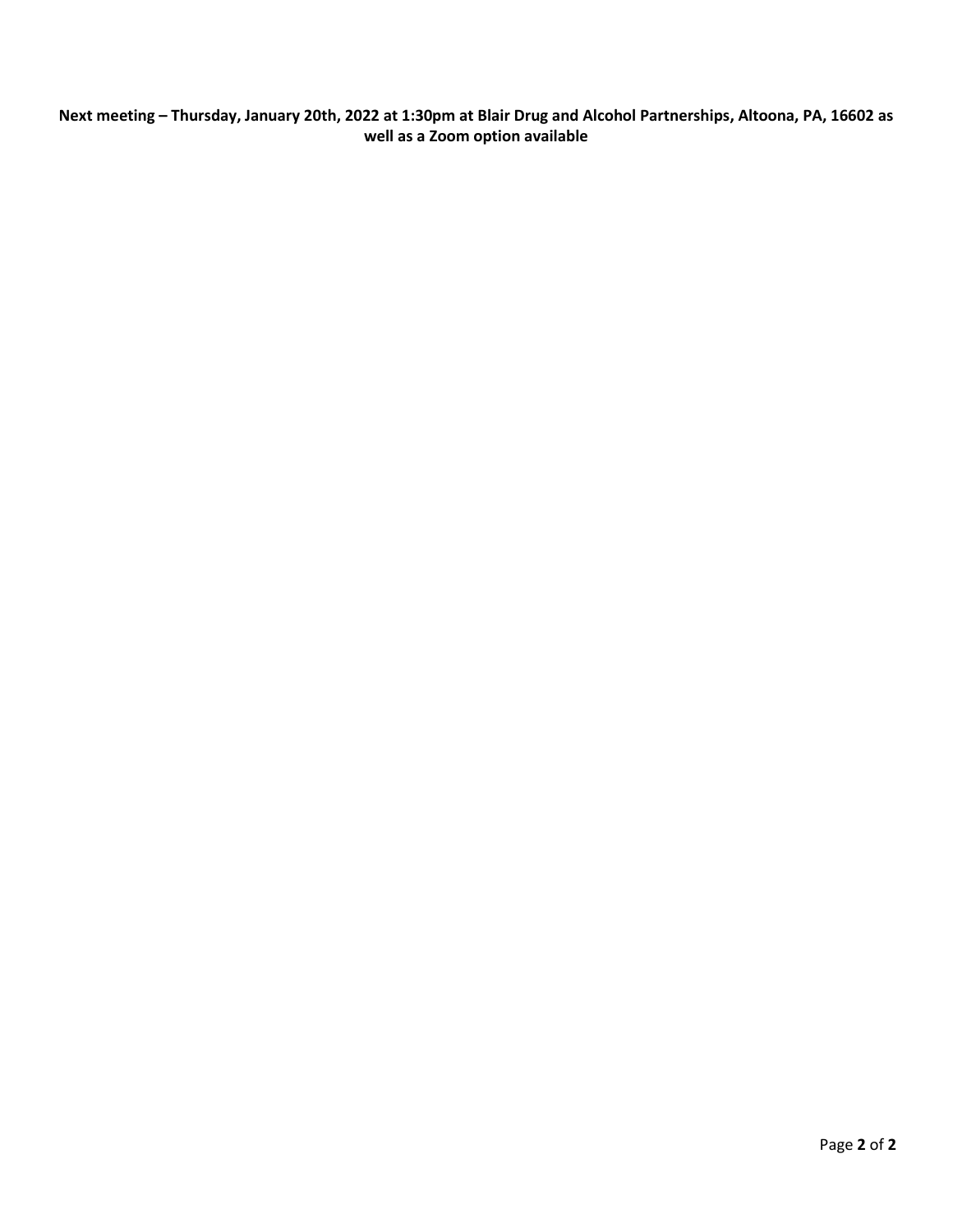**Next meeting – Thursday, January 20th, 2022 at 1:30pm at Blair Drug and Alcohol Partnerships, Altoona, PA, 16602 as well as a Zoom option available**